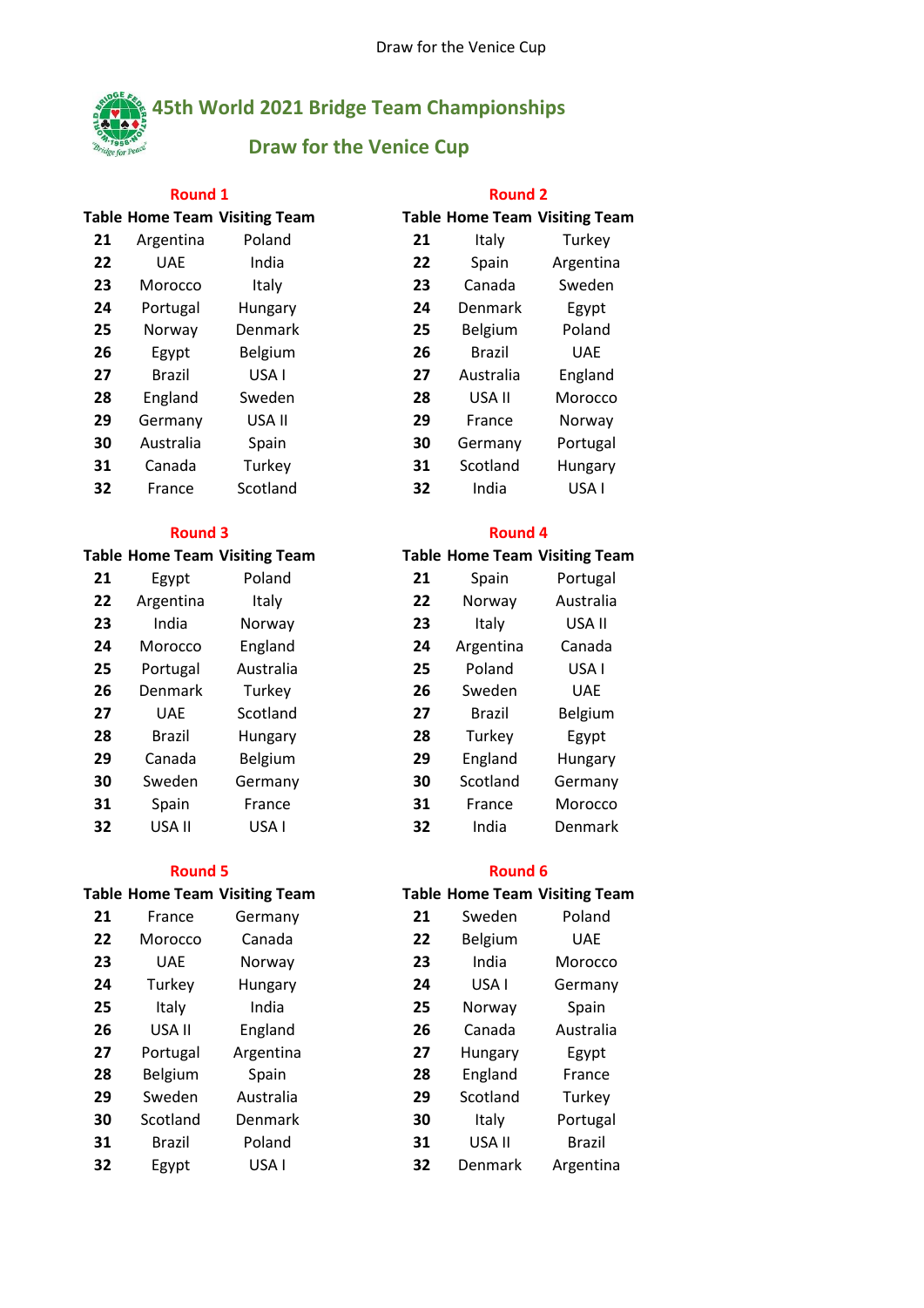# 45th World 2021 Bridge Team Championships

## Draw for the Venice Cup

### Round 1

| Table | Home Team | Visiting Team |
|---|---|---|
| 21 | Argentina | Poland |
| 22 | UAE | India |
| 23 | Morocco | Italy |
| 24 | Portugal | Hungary |
| 25 | Norway | Denmark |
| 26 | Egypt | Belgium |
| 27 | Brazil | USA I |
| 28 | England | Sweden |
| 29 | Germany | USA II |
| 30 | Australia | Spain |
| 31 | Canada | Turkey |
| 32 | France | Scotland |

### Round 2

| Table | Home Team | Visiting Team |
|---|---|---|
| 21 | Italy | Turkey |
| 22 | Spain | Argentina |
| 23 | Canada | Sweden |
| 24 | Denmark | Egypt |
| 25 | Belgium | Poland |
| 26 | Brazil | UAE |
| 27 | Australia | England |
| 28 | USA II | Morocco |
| 29 | France | Norway |
| 30 | Germany | Portugal |
| 31 | Scotland | Hungary |
| 32 | India | USA I |

### Round 3

| Table | Home Team | Visiting Team |
|---|---|---|
| 21 | Egypt | Poland |
| 22 | Argentina | Italy |
| 23 | India | Norway |
| 24 | Morocco | England |
| 25 | Portugal | Australia |
| 26 | Denmark | Turkey |
| 27 | UAE | Scotland |
| 28 | Brazil | Hungary |
| 29 | Canada | Belgium |
| 30 | Sweden | Germany |
| 31 | Spain | France |
| 32 | USA II | USA I |

### Round 4

| Table | Home Team | Visiting Team |
|---|---|---|
| 21 | Spain | Portugal |
| 22 | Norway | Australia |
| 23 | Italy | USA II |
| 24 | Argentina | Canada |
| 25 | Poland | USA I |
| 26 | Sweden | UAE |
| 27 | Brazil | Belgium |
| 28 | Turkey | Egypt |
| 29 | England | Hungary |
| 30 | Scotland | Germany |
| 31 | France | Morocco |
| 32 | India | Denmark |

### Round 5

| Table | Home Team | Visiting Team |
|---|---|---|
| 21 | France | Germany |
| 22 | Morocco | Canada |
| 23 | UAE | Norway |
| 24 | Turkey | Hungary |
| 25 | Italy | India |
| 26 | USA II | England |
| 27 | Portugal | Argentina |
| 28 | Belgium | Spain |
| 29 | Sweden | Australia |
| 30 | Scotland | Denmark |
| 31 | Brazil | Poland |
| 32 | Egypt | USA I |

### Round 6

| Table | Home Team | Visiting Team |
|---|---|---|
| 21 | Sweden | Poland |
| 22 | Belgium | UAE |
| 23 | India | Morocco |
| 24 | USA I | Germany |
| 25 | Norway | Spain |
| 26 | Canada | Australia |
| 27 | Hungary | Egypt |
| 28 | England | France |
| 29 | Scotland | Turkey |
| 30 | Italy | Portugal |
| 31 | USA II | Brazil |
| 32 | Denmark | Argentina |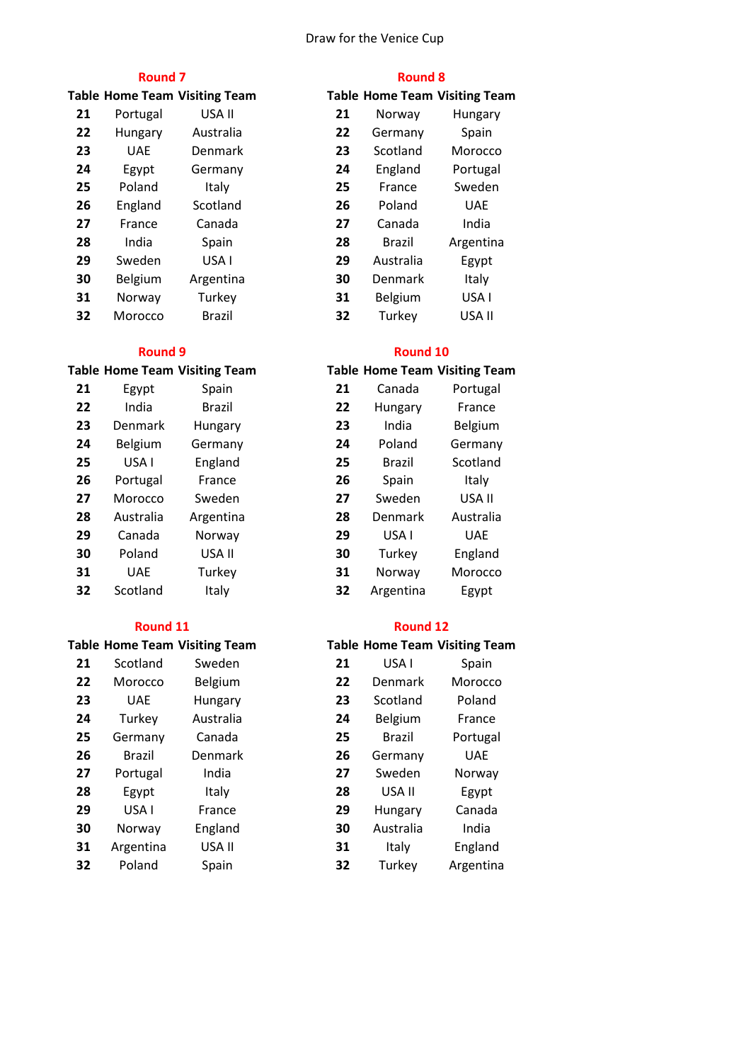Draw for the Venice Cup

## Round 7

| Table | Home Team | Visiting Team |
|---|---|---|
| 21 | Portugal | USA II |
| 22 | Hungary | Australia |
| 23 | UAE | Denmark |
| 24 | Egypt | Germany |
| 25 | Poland | Italy |
| 26 | England | Scotland |
| 27 | France | Canada |
| 28 | India | Spain |
| 29 | Sweden | USA I |
| 30 | Belgium | Argentina |
| 31 | Norway | Turkey |
| 32 | Morocco | Brazil |

## Round 8

| Table | Home Team | Visiting Team |
|---|---|---|
| 21 | Norway | Hungary |
| 22 | Germany | Spain |
| 23 | Scotland | Morocco |
| 24 | England | Portugal |
| 25 | France | Sweden |
| 26 | Poland | UAE |
| 27 | Canada | India |
| 28 | Brazil | Argentina |
| 29 | Australia | Egypt |
| 30 | Denmark | Italy |
| 31 | Belgium | USA I |
| 32 | Turkey | USA II |

## Round 9

| Table | Home Team | Visiting Team |
|---|---|---|
| 21 | Egypt | Spain |
| 22 | India | Brazil |
| 23 | Denmark | Hungary |
| 24 | Belgium | Germany |
| 25 | USA I | England |
| 26 | Portugal | France |
| 27 | Morocco | Sweden |
| 28 | Australia | Argentina |
| 29 | Canada | Norway |
| 30 | Poland | USA II |
| 31 | UAE | Turkey |
| 32 | Scotland | Italy |

## Round 10

| Table | Home Team | Visiting Team |
|---|---|---|
| 21 | Canada | Portugal |
| 22 | Hungary | France |
| 23 | India | Belgium |
| 24 | Poland | Germany |
| 25 | Brazil | Scotland |
| 26 | Spain | Italy |
| 27 | Sweden | USA II |
| 28 | Denmark | Australia |
| 29 | USA I | UAE |
| 30 | Turkey | England |
| 31 | Norway | Morocco |
| 32 | Argentina | Egypt |

## Round 11

| Table | Home Team | Visiting Team |
|---|---|---|
| 21 | Scotland | Sweden |
| 22 | Morocco | Belgium |
| 23 | UAE | Hungary |
| 24 | Turkey | Australia |
| 25 | Germany | Canada |
| 26 | Brazil | Denmark |
| 27 | Portugal | India |
| 28 | Egypt | Italy |
| 29 | USA I | France |
| 30 | Norway | England |
| 31 | Argentina | USA II |
| 32 | Poland | Spain |

## Round 12

| Table | Home Team | Visiting Team |
|---|---|---|
| 21 | USA I | Spain |
| 22 | Denmark | Morocco |
| 23 | Scotland | Poland |
| 24 | Belgium | France |
| 25 | Brazil | Portugal |
| 26 | Germany | UAE |
| 27 | Sweden | Norway |
| 28 | USA II | Egypt |
| 29 | Hungary | Canada |
| 30 | Australia | India |
| 31 | Italy | England |
| 32 | Turkey | Argentina |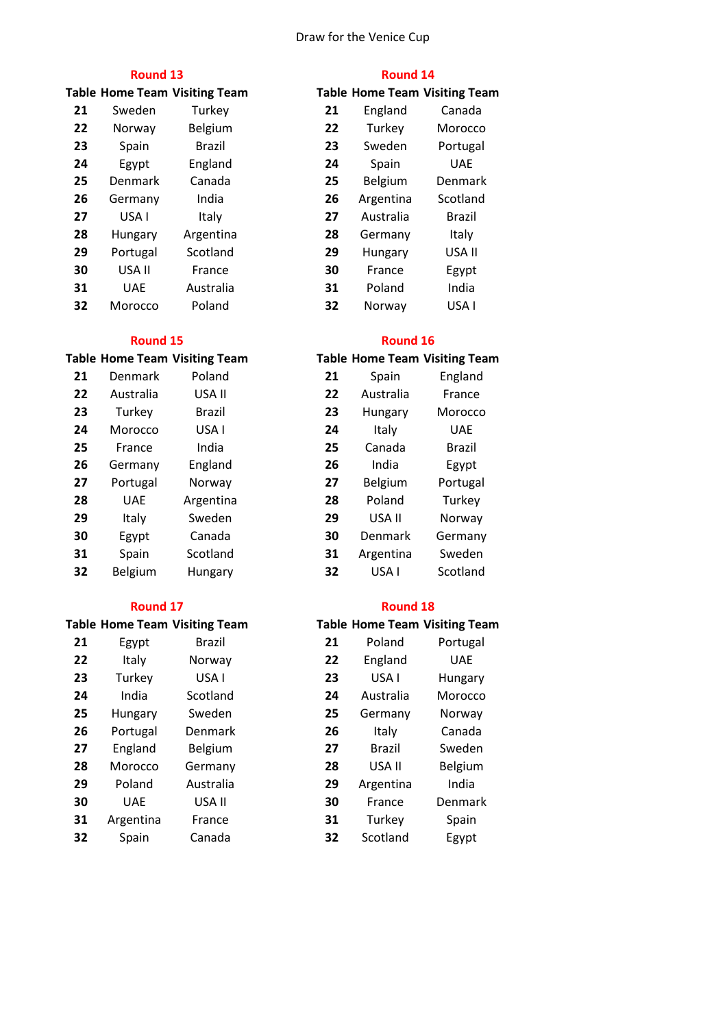Draw for the Venice Cup

## Round 13

| Table | Home Team | Visiting Team |
|---|---|---|
| 21 | Sweden | Turkey |
| 22 | Norway | Belgium |
| 23 | Spain | Brazil |
| 24 | Egypt | England |
| 25 | Denmark | Canada |
| 26 | Germany | India |
| 27 | USA I | Italy |
| 28 | Hungary | Argentina |
| 29 | Portugal | Scotland |
| 30 | USA II | France |
| 31 | UAE | Australia |
| 32 | Morocco | Poland |

## Round 14

| Table | Home Team | Visiting Team |
|---|---|---|
| 21 | England | Canada |
| 22 | Turkey | Morocco |
| 23 | Sweden | Portugal |
| 24 | Spain | UAE |
| 25 | Belgium | Denmark |
| 26 | Argentina | Scotland |
| 27 | Australia | Brazil |
| 28 | Germany | Italy |
| 29 | Hungary | USA II |
| 30 | France | Egypt |
| 31 | Poland | India |
| 32 | Norway | USA I |

## Round 15

| Table | Home Team | Visiting Team |
|---|---|---|
| 21 | Denmark | Poland |
| 22 | Australia | USA II |
| 23 | Turkey | Brazil |
| 24 | Morocco | USA I |
| 25 | France | India |
| 26 | Germany | England |
| 27 | Portugal | Norway |
| 28 | UAE | Argentina |
| 29 | Italy | Sweden |
| 30 | Egypt | Canada |
| 31 | Spain | Scotland |
| 32 | Belgium | Hungary |

## Round 16

| Table | Home Team | Visiting Team |
|---|---|---|
| 21 | Spain | England |
| 22 | Australia | France |
| 23 | Hungary | Morocco |
| 24 | Italy | UAE |
| 25 | Canada | Brazil |
| 26 | India | Egypt |
| 27 | Belgium | Portugal |
| 28 | Poland | Turkey |
| 29 | USA II | Norway |
| 30 | Denmark | Germany |
| 31 | Argentina | Sweden |
| 32 | USA I | Scotland |

## Round 17

| Table | Home Team | Visiting Team |
|---|---|---|
| 21 | Egypt | Brazil |
| 22 | Italy | Norway |
| 23 | Turkey | USA I |
| 24 | India | Scotland |
| 25 | Hungary | Sweden |
| 26 | Portugal | Denmark |
| 27 | England | Belgium |
| 28 | Morocco | Germany |
| 29 | Poland | Australia |
| 30 | UAE | USA II |
| 31 | Argentina | France |
| 32 | Spain | Canada |

## Round 18

| Table | Home Team | Visiting Team |
|---|---|---|
| 21 | Poland | Portugal |
| 22 | England | UAE |
| 23 | USA I | Hungary |
| 24 | Australia | Morocco |
| 25 | Germany | Norway |
| 26 | Italy | Canada |
| 27 | Brazil | Sweden |
| 28 | USA II | Belgium |
| 29 | Argentina | India |
| 30 | France | Denmark |
| 31 | Turkey | Spain |
| 32 | Scotland | Egypt |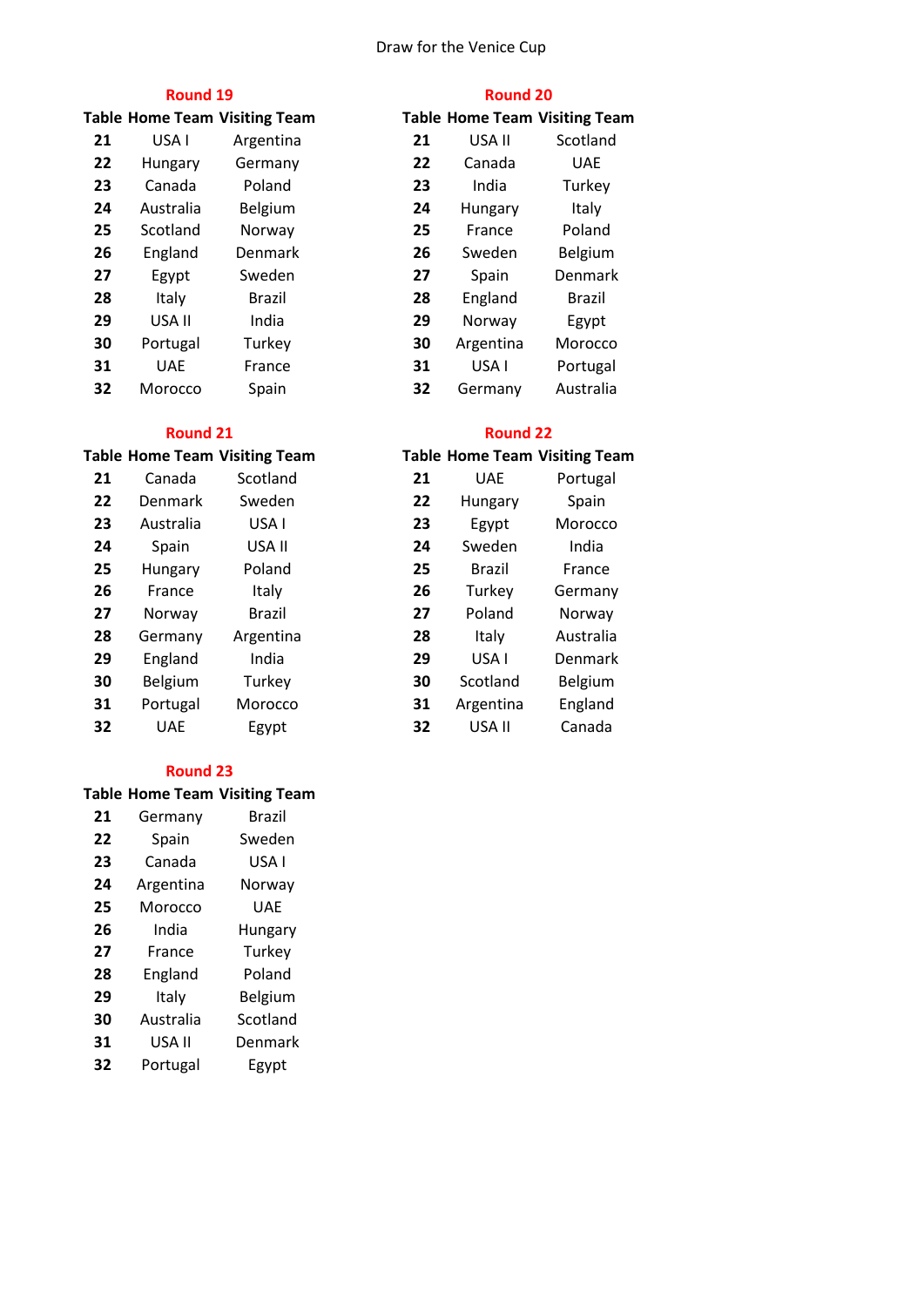Draw for the Venice Cup

## Round 19

| Table | Home Team | Visiting Team |
|---|---|---|
| 21 | USA I | Argentina |
| 22 | Hungary | Germany |
| 23 | Canada | Poland |
| 24 | Australia | Belgium |
| 25 | Scotland | Norway |
| 26 | England | Denmark |
| 27 | Egypt | Sweden |
| 28 | Italy | Brazil |
| 29 | USA II | India |
| 30 | Portugal | Turkey |
| 31 | UAE | France |
| 32 | Morocco | Spain |

## Round 20

| Table | Home Team | Visiting Team |
|---|---|---|
| 21 | USA II | Scotland |
| 22 | Canada | UAE |
| 23 | India | Turkey |
| 24 | Hungary | Italy |
| 25 | France | Poland |
| 26 | Sweden | Belgium |
| 27 | Spain | Denmark |
| 28 | England | Brazil |
| 29 | Norway | Egypt |
| 30 | Argentina | Morocco |
| 31 | USA I | Portugal |
| 32 | Germany | Australia |

## Round 21

| Table | Home Team | Visiting Team |
|---|---|---|
| 21 | Canada | Scotland |
| 22 | Denmark | Sweden |
| 23 | Australia | USA I |
| 24 | Spain | USA II |
| 25 | Hungary | Poland |
| 26 | France | Italy |
| 27 | Norway | Brazil |
| 28 | Germany | Argentina |
| 29 | England | India |
| 30 | Belgium | Turkey |
| 31 | Portugal | Morocco |
| 32 | UAE | Egypt |

## Round 22

| Table | Home Team | Visiting Team |
|---|---|---|
| 21 | UAE | Portugal |
| 22 | Hungary | Spain |
| 23 | Egypt | Morocco |
| 24 | Sweden | India |
| 25 | Brazil | France |
| 26 | Turkey | Germany |
| 27 | Poland | Norway |
| 28 | Italy | Australia |
| 29 | USA I | Denmark |
| 30 | Scotland | Belgium |
| 31 | Argentina | England |
| 32 | USA II | Canada |

## Round 23

| Table | Home Team | Visiting Team |
|---|---|---|
| 21 | Germany | Brazil |
| 22 | Spain | Sweden |
| 23 | Canada | USA I |
| 24 | Argentina | Norway |
| 25 | Morocco | UAE |
| 26 | India | Hungary |
| 27 | France | Turkey |
| 28 | England | Poland |
| 29 | Italy | Belgium |
| 30 | Australia | Scotland |
| 31 | USA II | Denmark |
| 32 | Portugal | Egypt |